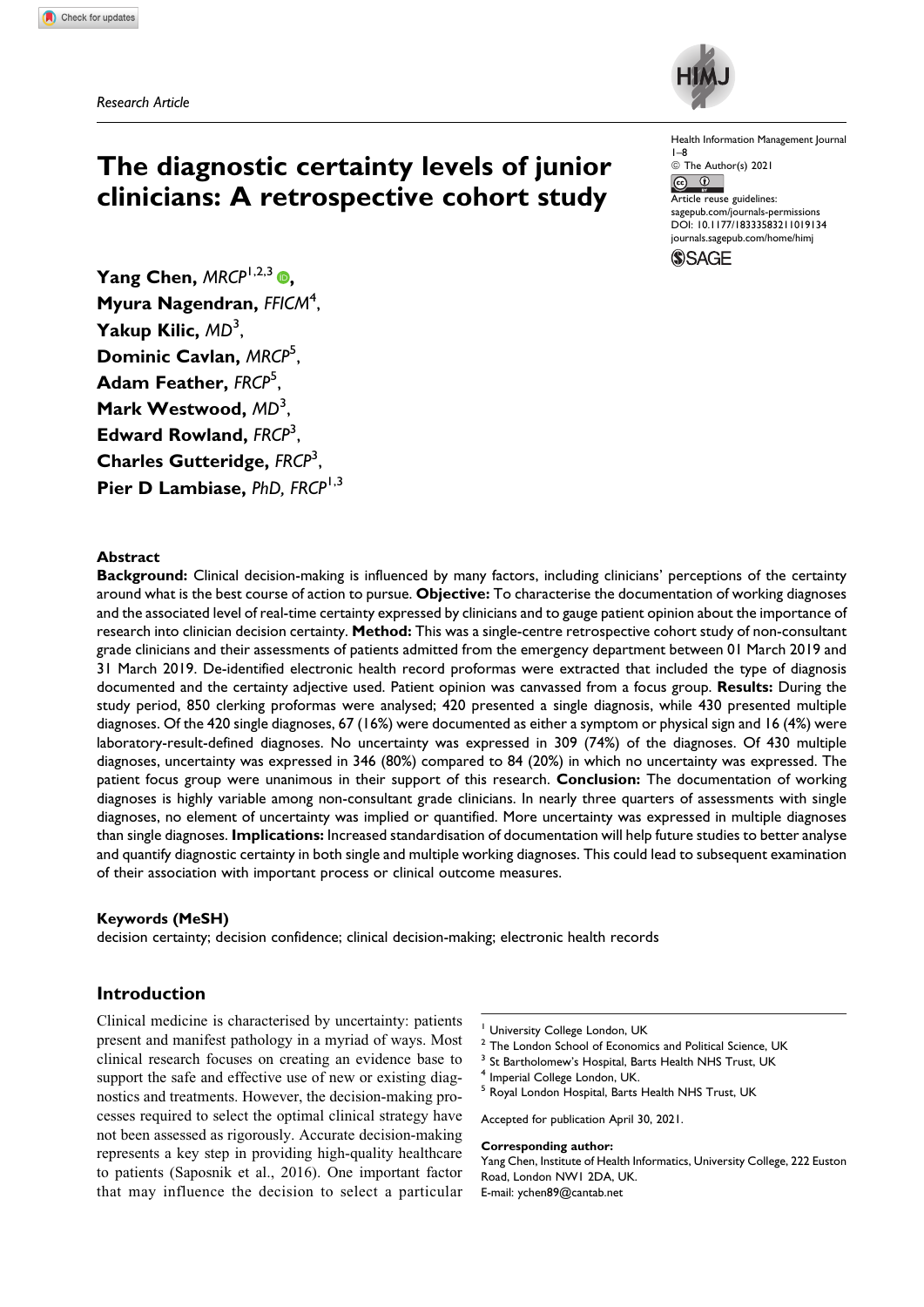*Research Article*

# The diagnostic certainty levels of junior clinicians: A retrospective cohort study

**Yang Chen**, *MRCP*[1,2,3], **Myura Nagendran**, *FFICM*[4], **Yakup Kilic**, *MD*[3], **Dominic Cavlan**, *MRCP*[5], **Adam Feather**, *FRCP*[5], **Mark Westwood**, *MD*[3], **Edward Rowland**, *FRCP*[3], **Charles Gutteridge**, *FRCP*[3], **Pier D Lambiase**, *PhD, FRCP*[1,3]

Health Information Management Journal
© The Author(s) 2021
Article reuse guidelines: sagepub.com/journals-permissions
DOI: 10.1177/18333583211019134
journals.sagepub.com/home/himj

## Abstract

**Background:** Clinical decision-making is influenced by many factors, including clinicians' perceptions of the certainty around what is the best course of action to pursue. **Objective:** To characterise the documentation of working diagnoses and the associated level of real-time certainty expressed by clinicians and to gauge patient opinion about the importance of research into clinician decision certainty. **Method:** This was a single-centre retrospective cohort study of non-consultant grade clinicians and their assessments of patients admitted from the emergency department between 01 March 2019 and 31 March 2019. De-identified electronic health record proformas were extracted that included the type of diagnosis documented and the certainty adjective used. Patient opinion was canvassed from a focus group. **Results:** During the study period, 850 clerking proformas were analysed; 420 presented a single diagnosis, while 430 presented multiple diagnoses. Of the 420 single diagnoses, 67 (16%) were documented as either a symptom or physical sign and 16 (4%) were laboratory-result-defined diagnoses. No uncertainty was expressed in 309 (74%) of the diagnoses. Of 430 multiple diagnoses, uncertainty was expressed in 346 (80%) compared to 84 (20%) in which no uncertainty was expressed. The patient focus group were unanimous in their support of this research. **Conclusion:** The documentation of working diagnoses is highly variable among non-consultant grade clinicians. In nearly three quarters of assessments with single diagnoses, no element of uncertainty was implied or quantified. More uncertainty was expressed in multiple diagnoses than single diagnoses. **Implications:** Increased standardisation of documentation will help future studies to better analyse and quantify diagnostic certainty in both single and multiple working diagnoses. This could lead to subsequent examination of their association with important process or clinical outcome measures.

### Keywords (MeSH)

decision certainty; decision confidence; clinical decision-making; electronic health records

## Introduction

Clinical medicine is characterised by uncertainty: patients present and manifest pathology in a myriad of ways. Most clinical research focuses on creating an evidence base to support the safe and effective use of new or existing diagnostics and treatments. However, the decision-making processes required to select the optimal clinical strategy have not been assessed as rigorously. Accurate decision-making represents a key step in providing high-quality healthcare to patients (Saposnik et al., 2016). One important factor that may influence the decision to select a particular

[1] University College London, UK
[2] The London School of Economics and Political Science, UK
[3] St Bartholomew's Hospital, Barts Health NHS Trust, UK
[4] Imperial College London, UK.
[5] Royal London Hospital, Barts Health NHS Trust, UK

Accepted for publication April 30, 2021.

**Corresponding author:**
Yang Chen, Institute of Health Informatics, University College, 222 Euston Road, London NW1 2DA, UK.
E-mail: ychen89@cantab.net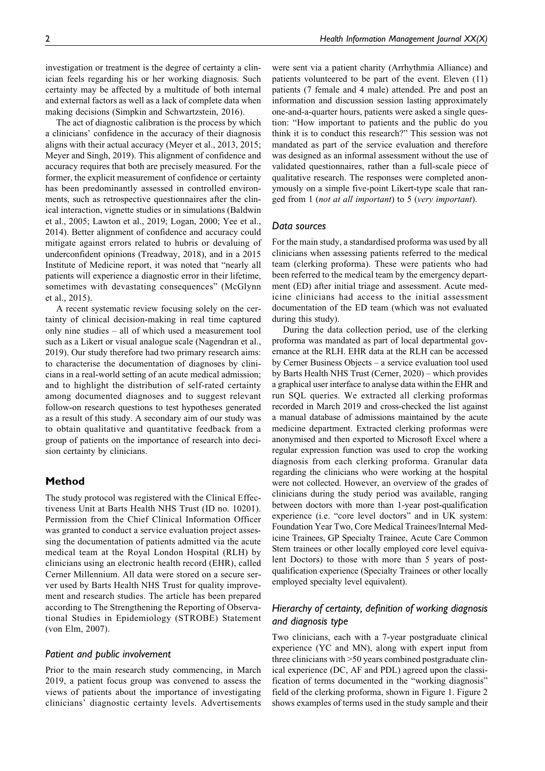investigation or treatment is the degree of certainty a clinician feels regarding his or her working diagnosis. Such certainty may be affected by a multitude of both internal and external factors as well as a lack of complete data when making decisions (Simpkin and Schwartzstein, 2016).

The act of diagnostic calibration is the process by which a clinicians' confidence in the accuracy of their diagnosis aligns with their actual accuracy (Meyer et al., 2013, 2015; Meyer and Singh, 2019). This alignment of confidence and accuracy requires that both are precisely measured. For the former, the explicit measurement of confidence or certainty has been predominantly assessed in controlled environments, such as retrospective questionnaires after the clinical interaction, vignette studies or in simulations (Baldwin et al., 2005; Lawton et al., 2019; Logan, 2000; Yee et al., 2014). Better alignment of confidence and accuracy could mitigate against errors related to hubris or devaluing of underconfident opinions (Treadway, 2018), and in a 2015 Institute of Medicine report, it was noted that "nearly all patients will experience a diagnostic error in their lifetime, sometimes with devastating consequences" (McGlynn et al., 2015).

A recent systematic review focusing solely on the certainty of clinical decision-making in real time captured only nine studies – all of which used a measurement tool such as a Likert or visual analogue scale (Nagendran et al., 2019). Our study therefore had two primary research aims: to characterise the documentation of diagnoses by clinicians in a real-world setting of an acute medical admission; and to highlight the distribution of self-rated certainty among documented diagnoses and to suggest relevant follow-on research questions to test hypotheses generated as a result of this study. A secondary aim of our study was to obtain qualitative and quantitative feedback from a group of patients on the importance of research into decision certainty by clinicians.

## Method

The study protocol was registered with the Clinical Effectiveness Unit at Barts Health NHS Trust (ID no. 10201). Permission from the Chief Clinical Information Officer was granted to conduct a service evaluation project assessing the documentation of patients admitted via the acute medical team at the Royal London Hospital (RLH) by clinicians using an electronic health record (EHR), called Cerner Millennium. All data were stored on a secure server used by Barts Health NHS Trust for quality improvement and research studies. The article has been prepared according to The Strengthening the Reporting of Observational Studies in Epidemiology (STROBE) Statement (von Elm, 2007).

### Patient and public involvement

Prior to the main research study commencing, in March 2019, a patient focus group was convened to assess the views of patients about the importance of investigating clinicians' diagnostic certainty levels. Advertisements were sent via a patient charity (Arrhythmia Alliance) and patients volunteered to be part of the event. Eleven (11) patients (7 female and 4 male) attended. Pre and post an information and discussion session lasting approximately one-and-a-quarter hours, patients were asked a single question: "How important to patients and the public do you think it is to conduct this research?" This session was not mandated as part of the service evaluation and therefore was designed as an informal assessment without the use of validated questionnaires, rather than a full-scale piece of qualitative research. The responses were completed anonymously on a simple five-point Likert-type scale that ranged from 1 (*not at all important*) to 5 (*very important*).

### Data sources

For the main study, a standardised proforma was used by all clinicians when assessing patients referred to the medical team (clerking proforma). These were patients who had been referred to the medical team by the emergency department (ED) after initial triage and assessment. Acute medicine clinicians had access to the initial assessment documentation of the ED team (which was not evaluated during this study).

During the data collection period, use of the clerking proforma was mandated as part of local departmental governance at the RLH. EHR data at the RLH can be accessed by Cerner Business Objects – a service evaluation tool used by Barts Health NHS Trust (Cerner, 2020) – which provides a graphical user interface to analyse data within the EHR and run SQL queries. We extracted all clerking proformas recorded in March 2019 and cross-checked the list against a manual database of admissions maintained by the acute medicine department. Extracted clerking proformas were anonymised and then exported to Microsoft Excel where a regular expression function was used to crop the working diagnosis from each clerking proforma. Granular data regarding the clinicians who were working at the hospital were not collected. However, an overview of the grades of clinicians during the study period was available, ranging between doctors with more than 1-year post-qualification experience (i.e. "core level doctors" and in UK system: Foundation Year Two, Core Medical Trainees/Internal Medicine Trainees, GP Specialty Trainee, Acute Care Common Stem trainees or other locally employed core level equivalent Doctors) to those with more than 5 years of post-qualification experience (Specialty Trainees or other locally employed specialty level equivalent).

### Hierarchy of certainty, definition of working diagnosis and diagnosis type

Two clinicians, each with a 7-year postgraduate clinical experience (YC and MN), along with expert input from three clinicians with >50 years combined postgraduate clinical experience (DC, AF and PDL) agreed upon the classification of terms documented in the "working diagnosis" field of the clerking proforma, shown in Figure 1. Figure 2 shows examples of terms used in the study sample and their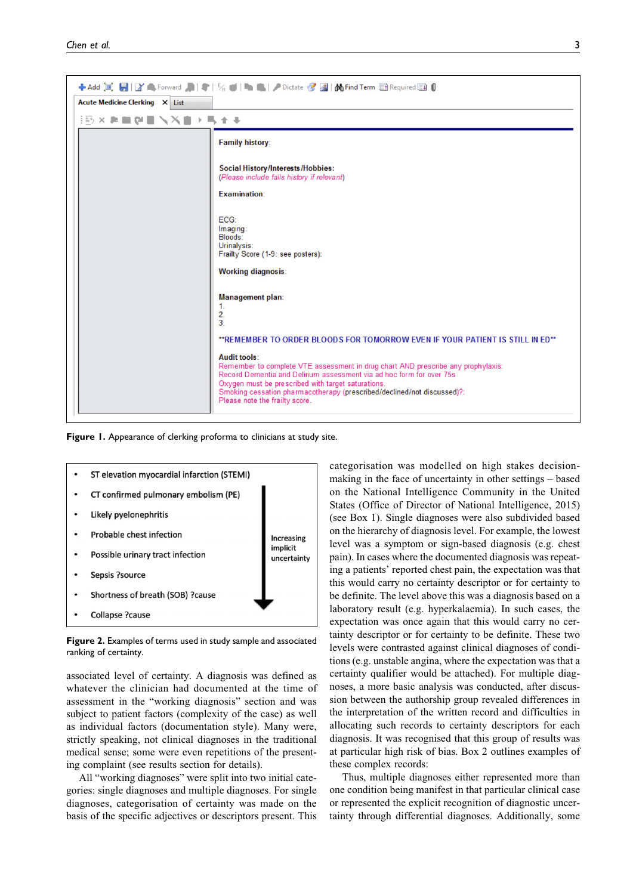Family history:

Social History/Interests/Hobbies:
(Please include falls history if relevant)

Examination:

ECG:
Imaging:
Bloods:
Urinalysis:
Frailty Score (1-9: see posters):

Working diagnosis:

Management plan:
1.
2.
3.

**REMEMBER TO ORDER BLOODS FOR TOMORROW EVEN IF YOUR PATIENT IS STILL IN ED**

Audit tools:
Remember to complete VTE assessment in drug chart AND prescribe any prophylaxis:
Record Dementia and Delirium assessment via ad hoc form for over 75s
Oxygen must be prescribed with target saturations.
Smoking cessation pharmacotherapy (prescribed/declined/not discussed)?:
Please note the frailty score.

**Figure 1.** Appearance of clerking proforma to clinicians at study site.

- ST elevation myocardial infarction (STEMI)
- CT confirmed pulmonary embolism (PE)
- Likely pyelonephritis
- Probable chest infection
- Possible urinary tract infection
- Sepsis ?source
- Shortness of breath (SOB) ?cause
- Collapse ?cause

(Increasing implicit uncertainty ↓)

**Figure 2.** Examples of terms used in study sample and associated ranking of certainty.

associated level of certainty. A diagnosis was defined as whatever the clinician had documented at the time of assessment in the "working diagnosis" section and was subject to patient factors (complexity of the case) as well as individual factors (documentation style). Many were, strictly speaking, not clinical diagnoses in the traditional medical sense; some were even repetitions of the presenting complaint (see results section for details).

All "working diagnoses" were split into two initial categories: single diagnoses and multiple diagnoses. For single diagnoses, categorisation of certainty was made on the basis of the specific adjectives or descriptors present. This categorisation was modelled on high stakes decision-making in the face of uncertainty in other settings – based on the National Intelligence Community in the United States (Office of Director of National Intelligence, 2015) (see Box 1). Single diagnoses were also subdivided based on the hierarchy of diagnosis level. For example, the lowest level was a symptom or sign-based diagnosis (e.g. chest pain). In cases where the documented diagnosis was repeating a patients' reported chest pain, the expectation was that this would carry no certainty descriptor or for certainty to be definite. The level above this was a diagnosis based on a laboratory result (e.g. hyperkalaemia). In such cases, the expectation was once again that this would carry no certainty descriptor or for certainty to be definite. These two levels were contrasted against clinical diagnoses of conditions (e.g. unstable angina, where the expectation was that a certainty qualifier would be attached). For multiple diagnoses, a more basic analysis was conducted, after discussion between the authorship group revealed differences in the interpretation of the written record and difficulties in allocating such records to certainty descriptors for each diagnosis. It was recognised that this group of results was at particular high risk of bias. Box 2 outlines examples of these complex records:

Thus, multiple diagnoses either represented more than one condition being manifest in that particular clinical case or represented the explicit recognition of diagnostic uncertainty through differential diagnoses. Additionally, some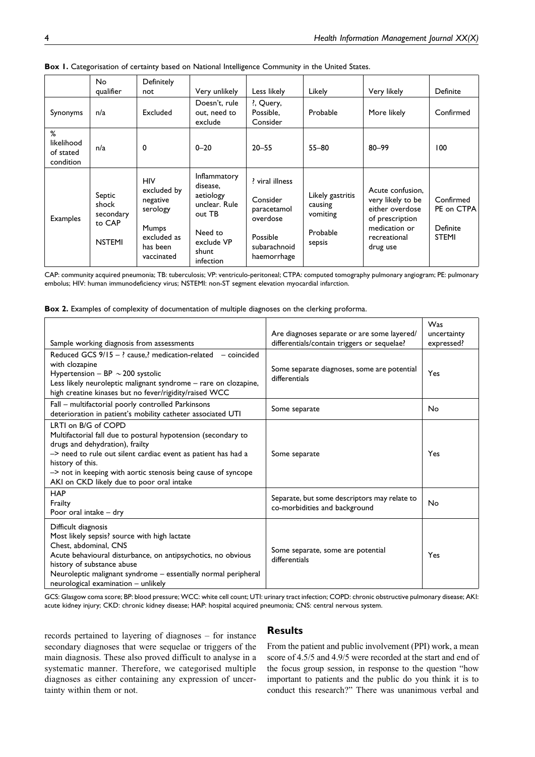**Box 1.** Categorisation of certainty based on National Intelligence Community in the United States.

| | No qualifier | Definitely not | Very unlikely | Less likely | Likely | Very likely | Definite |
|---|---|---|---|---|---|---|---|
| Synonyms | n/a | Excluded | Doesn't, rule out, need to exclude | ?, Query, Possible, Consider | Probable | More likely | Confirmed |
| % likelihood of stated condition | n/a | 0 | 0–20 | 20–55 | 55–80 | 80–99 | 100 |
| Examples | Septic shock secondary to CAP<br><br>NSTEMI | HIV excluded by negative serology<br><br>Mumps excluded as has been vaccinated | Inflammatory disease, aetiology unclear. Rule out TB<br><br>Need to exclude VP shunt infection | ? viral illness<br><br>Consider paracetamol overdose<br><br>Possible subarachnoid haemorrhage | Likely gastritis causing vomiting<br><br>Probable sepsis | Acute confusion, very likely to be either overdose of prescription medication or recreational drug use | Confirmed PE on CTPA<br><br>Definite STEMI |

CAP: community acquired pneumonia; TB: tuberculosis; VP: ventriculo-peritoneal; CTPA: computed tomography pulmonary angiogram; PE: pulmonary embolus; HIV: human immunodeficiency virus; NSTEMI: non-ST segment elevation myocardial infarction.

**Box 2.** Examples of complexity of documentation of multiple diagnoses on the clerking proforma.

| Sample working diagnosis from assessments | Are diagnoses separate or are some layered/ differentials/contain triggers or sequelae? | Was uncertainty expressed? |
|---|---|---|
| Reduced GCS 9/15 – ? cause,? medication-related – coincided with clozapine<br>Hypertension – BP ~200 systolic<br>Less likely neuroleptic malignant syndrome – rare on clozapine, high creatine kinases but no fever/rigidity/raised WCC | Some separate diagnoses, some are potential differentials | Yes |
| Fall – multifactorial poorly controlled Parkinsons<br>deterioration in patient's mobility catheter associated UTI | Some separate | No |
| LRTI on B/G of COPD<br>Multifactorial fall due to postural hypotension (secondary to drugs and dehydration), frailty<br>–> need to rule out silent cardiac event as patient has had a history of this.<br>–> not in keeping with aortic stenosis being cause of syncope<br>AKI on CKD likely due to poor oral intake | Some separate | Yes |
| HAP<br>Frailty<br>Poor oral intake – dry | Separate, but some descriptors may relate to co-morbidities and background | No |
| Difficult diagnosis<br>Most likely sepsis? source with high lactate<br>Chest, abdominal, CNS<br>Acute behavioural disturbance, on antipsychotics, no obvious history of substance abuse<br>Neuroleptic malignant syndrome – essentially normal peripheral neurological examination – unlikely | Some separate, some are potential differentials | Yes |

GCS: Glasgow coma score; BP: blood pressure; WCC: white cell count; UTI: urinary tract infection; COPD: chronic obstructive pulmonary disease; AKI: acute kidney injury; CKD: chronic kidney disease; HAP: hospital acquired pneumonia; CNS: central nervous system.

records pertained to layering of diagnoses – for instance secondary diagnoses that were sequelae or triggers of the main diagnosis. These also proved difficult to analyse in a systematic manner. Therefore, we categorised multiple diagnoses as either containing any expression of uncertainty within them or not.

## Results

From the patient and public involvement (PPI) work, a mean score of 4.5/5 and 4.9/5 were recorded at the start and end of the focus group session, in response to the question "how important to patients and the public do you think it is to conduct this research?" There was unanimous verbal and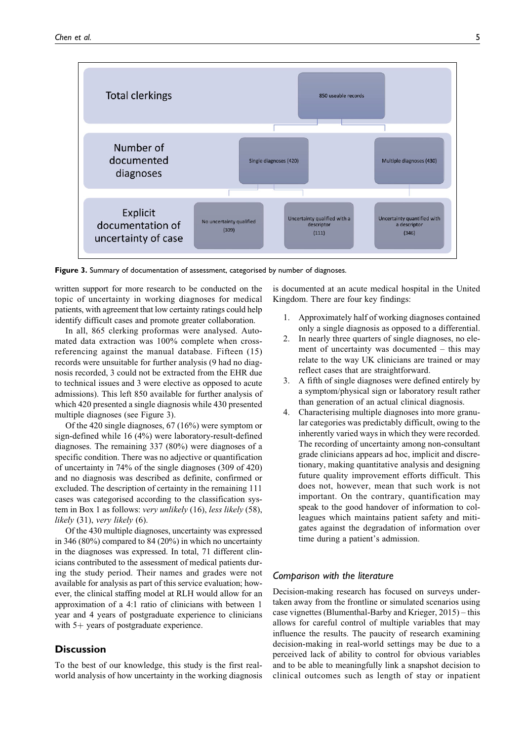| Total clerkings | 850 useable records | | |
| --- | --- | --- | --- |
| Number of documented diagnoses | Single diagnoses (420) | | Multiple diagnoses (430) |
| Explicit documentation of uncertainty of case | No uncertainty qualified (309) | Uncertainty qualified with a descriptor (111) | Uncertainty quantified with a descriptor (346) |

**Figure 3.** Summary of documentation of assessment, categorised by number of diagnoses.

written support for more research to be conducted on the topic of uncertainty in working diagnoses for medical patients, with agreement that low certainty ratings could help identify difficult cases and promote greater collaboration.

In all, 865 clerking proformas were analysed. Automated data extraction was 100% complete when cross-referencing against the manual database. Fifteen (15) records were unsuitable for further analysis (9 had no diagnosis recorded, 3 could not be extracted from the EHR due to technical issues and 3 were elective as opposed to acute admissions). This left 850 available for further analysis of which 420 presented a single diagnosis while 430 presented multiple diagnoses (see Figure 3).

Of the 420 single diagnoses, 67 (16%) were symptom or sign-defined while 16 (4%) were laboratory-result-defined diagnoses. The remaining 337 (80%) were diagnoses of a specific condition. There was no adjective or quantification of uncertainty in 74% of the single diagnoses (309 of 420) and no diagnosis was described as definite, confirmed or excluded. The description of certainty in the remaining 111 cases was categorised according to the classification system in Box 1 as follows: *very unlikely* (16), *less likely* (58), *likely* (31), *very likely* (6).

Of the 430 multiple diagnoses, uncertainty was expressed in 346 (80%) compared to 84 (20%) in which no uncertainty in the diagnoses was expressed. In total, 71 different clinicians contributed to the assessment of medical patients during the study period. Their names and grades were not available for analysis as part of this service evaluation; however, the clinical staffing model at RLH would allow for an approximation of a 4:1 ratio of clinicians with between 1 year and 4 years of postgraduate experience to clinicians with 5+ years of postgraduate experience.

## Discussion

To the best of our knowledge, this study is the first real-world analysis of how uncertainty in the working diagnosis is documented at an acute medical hospital in the United Kingdom. There are four key findings:

1. Approximately half of working diagnoses contained only a single diagnosis as opposed to a differential.
2. In nearly three quarters of single diagnoses, no element of uncertainty was documented – this may relate to the way UK clinicians are trained or may reflect cases that are straightforward.
3. A fifth of single diagnoses were defined entirely by a symptom/physical sign or laboratory result rather than generation of an actual clinical diagnosis.
4. Characterising multiple diagnoses into more granular categories was predictably difficult, owing to the inherently varied ways in which they were recorded. The recording of uncertainty among non-consultant grade clinicians appears ad hoc, implicit and discretionary, making quantitative analysis and designing future quality improvement efforts difficult. This does not, however, mean that such work is not important. On the contrary, quantification may speak to the good handover of information to colleagues which maintains patient safety and mitigates against the degradation of information over time during a patient's admission.

### Comparison with the literature

Decision-making research has focused on surveys undertaken away from the frontline or simulated scenarios using case vignettes (Blumenthal-Barby and Krieger, 2015) – this allows for careful control of multiple variables that may influence the results. The paucity of research examining decision-making in real-world settings may be due to a perceived lack of ability to control for obvious variables and to be able to meaningfully link a snapshot decision to clinical outcomes such as length of stay or inpatient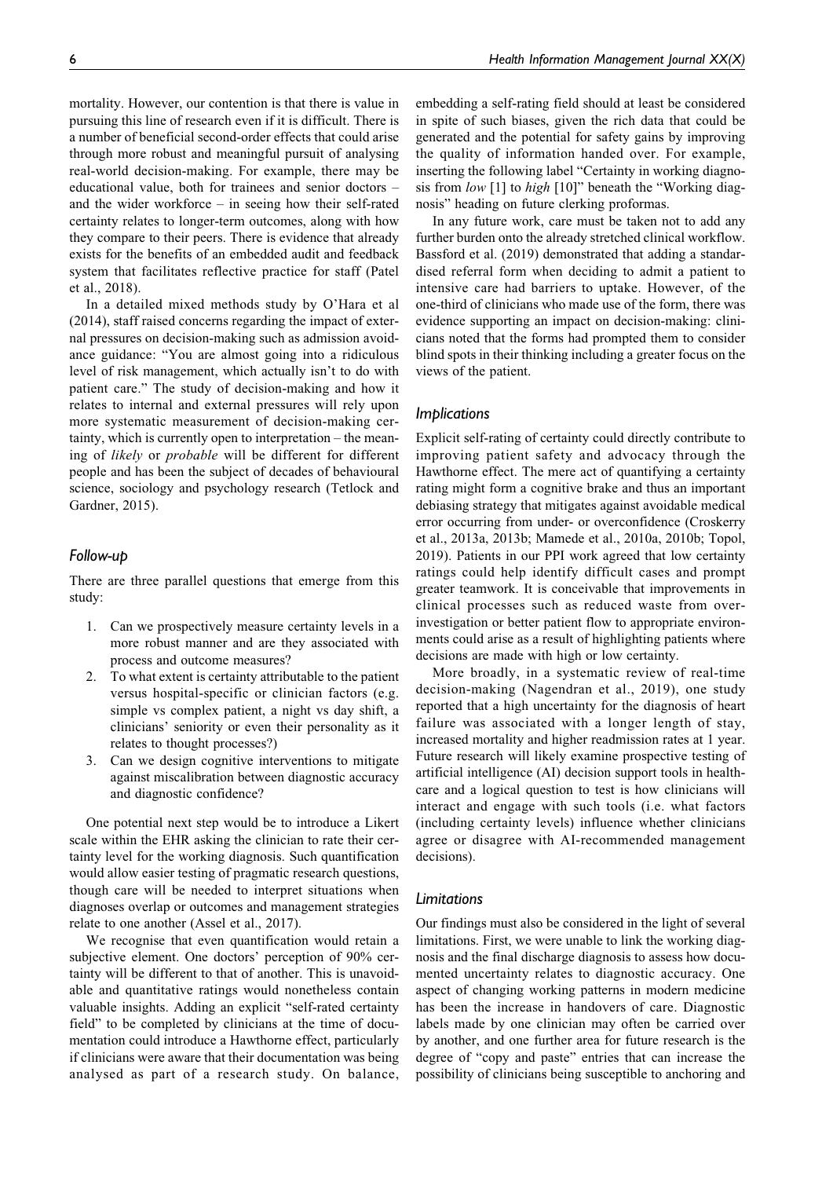mortality. However, our contention is that there is value in pursuing this line of research even if it is difficult. There is a number of beneficial second-order effects that could arise through more robust and meaningful pursuit of analysing real-world decision-making. For example, there may be educational value, both for trainees and senior doctors – and the wider workforce – in seeing how their self-rated certainty relates to longer-term outcomes, along with how they compare to their peers. There is evidence that already exists for the benefits of an embedded audit and feedback system that facilitates reflective practice for staff (Patel et al., 2018).

In a detailed mixed methods study by O'Hara et al (2014), staff raised concerns regarding the impact of external pressures on decision-making such as admission avoidance guidance: "You are almost going into a ridiculous level of risk management, which actually isn't to do with patient care." The study of decision-making and how it relates to internal and external pressures will rely upon more systematic measurement of decision-making certainty, which is currently open to interpretation – the meaning of *likely* or *probable* will be different for different people and has been the subject of decades of behavioural science, sociology and psychology research (Tetlock and Gardner, 2015).

### Follow-up

There are three parallel questions that emerge from this study:

1. Can we prospectively measure certainty levels in a more robust manner and are they associated with process and outcome measures?
2. To what extent is certainty attributable to the patient versus hospital-specific or clinician factors (e.g. simple vs complex patient, a night vs day shift, a clinicians' seniority or even their personality as it relates to thought processes?)
3. Can we design cognitive interventions to mitigate against miscalibration between diagnostic accuracy and diagnostic confidence?

One potential next step would be to introduce a Likert scale within the EHR asking the clinician to rate their certainty level for the working diagnosis. Such quantification would allow easier testing of pragmatic research questions, though care will be needed to interpret situations when diagnoses overlap or outcomes and management strategies relate to one another (Assel et al., 2017).

We recognise that even quantification would retain a subjective element. One doctors' perception of 90% certainty will be different to that of another. This is unavoidable and quantitative ratings would nonetheless contain valuable insights. Adding an explicit "self-rated certainty field" to be completed by clinicians at the time of documentation could introduce a Hawthorne effect, particularly if clinicians were aware that their documentation was being analysed as part of a research study. On balance, embedding a self-rating field should at least be considered in spite of such biases, given the rich data that could be generated and the potential for safety gains by improving the quality of information handed over. For example, inserting the following label "Certainty in working diagnosis from *low* [1] to *high* [10]" beneath the "Working diagnosis" heading on future clerking proformas.

In any future work, care must be taken not to add any further burden onto the already stretched clinical workflow. Bassford et al. (2019) demonstrated that adding a standardised referral form when deciding to admit a patient to intensive care had barriers to uptake. However, of the one-third of clinicians who made use of the form, there was evidence supporting an impact on decision-making: clinicians noted that the forms had prompted them to consider blind spots in their thinking including a greater focus on the views of the patient.

### Implications

Explicit self-rating of certainty could directly contribute to improving patient safety and advocacy through the Hawthorne effect. The mere act of quantifying a certainty rating might form a cognitive brake and thus an important debiasing strategy that mitigates against avoidable medical error occurring from under- or overconfidence (Croskerry et al., 2013a, 2013b; Mamede et al., 2010a, 2010b; Topol, 2019). Patients in our PPI work agreed that low certainty ratings could help identify difficult cases and prompt greater teamwork. It is conceivable that improvements in clinical processes such as reduced waste from over-investigation or better patient flow to appropriate environments could arise as a result of highlighting patients where decisions are made with high or low certainty.

More broadly, in a systematic review of real-time decision-making (Nagendran et al., 2019), one study reported that a high uncertainty for the diagnosis of heart failure was associated with a longer length of stay, increased mortality and higher readmission rates at 1 year. Future research will likely examine prospective testing of artificial intelligence (AI) decision support tools in healthcare and a logical question to test is how clinicians will interact and engage with such tools (i.e. what factors (including certainty levels) influence whether clinicians agree or disagree with AI-recommended management decisions).

### Limitations

Our findings must also be considered in the light of several limitations. First, we were unable to link the working diagnosis and the final discharge diagnosis to assess how documented uncertainty relates to diagnostic accuracy. One aspect of changing working patterns in modern medicine has been the increase in handovers of care. Diagnostic labels made by one clinician may often be carried over by another, and one further area for future research is the degree of "copy and paste" entries that can increase the possibility of clinicians being susceptible to anchoring and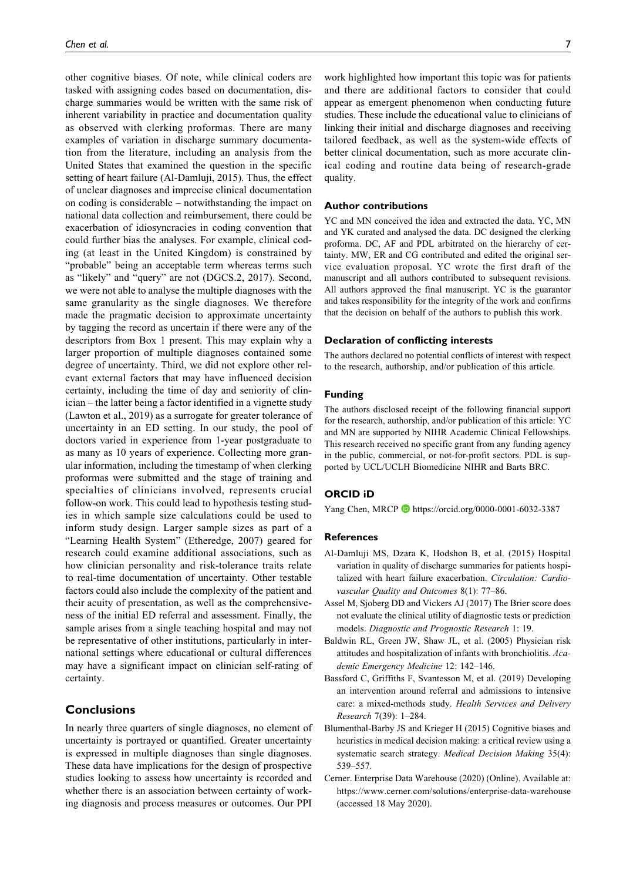other cognitive biases. Of note, while clinical coders are tasked with assigning codes based on documentation, discharge summaries would be written with the same risk of inherent variability in practice and documentation quality as observed with clerking proformas. There are many examples of variation in discharge summary documentation from the literature, including an analysis from the United States that examined the question in the specific setting of heart failure (Al-Damluji, 2015). Thus, the effect of unclear diagnoses and imprecise clinical documentation on coding is considerable – notwithstanding the impact on national data collection and reimbursement, there could be exacerbation of idiosyncracies in coding convention that could further bias the analyses. For example, clinical coding (at least in the United Kingdom) is constrained by "probable" being an acceptable term whereas terms such as "likely" and "query" are not (DGCS.2, 2017). Second, we were not able to analyse the multiple diagnoses with the same granularity as the single diagnoses. We therefore made the pragmatic decision to approximate uncertainty by tagging the record as uncertain if there were any of the descriptors from Box 1 present. This may explain why a larger proportion of multiple diagnoses contained some degree of uncertainty. Third, we did not explore other relevant external factors that may have influenced decision certainty, including the time of day and seniority of clinician – the latter being a factor identified in a vignette study (Lawton et al., 2019) as a surrogate for greater tolerance of uncertainty in an ED setting. In our study, the pool of doctors varied in experience from 1-year postgraduate to as many as 10 years of experience. Collecting more granular information, including the timestamp of when clerking proformas were submitted and the stage of training and specialties of clinicians involved, represents crucial follow-on work. This could lead to hypothesis testing studies in which sample size calculations could be used to inform study design. Larger sample sizes as part of a "Learning Health System" (Etheredge, 2007) geared for research could examine additional associations, such as how clinician personality and risk-tolerance traits relate to real-time documentation of uncertainty. Other testable factors could also include the complexity of the patient and their acuity of presentation, as well as the comprehensiveness of the initial ED referral and assessment. Finally, the sample arises from a single teaching hospital and may not be representative of other institutions, particularly in international settings where educational or cultural differences may have a significant impact on clinician self-rating of certainty.

## Conclusions

In nearly three quarters of single diagnoses, no element of uncertainty is portrayed or quantified. Greater uncertainty is expressed in multiple diagnoses than single diagnoses. These data have implications for the design of prospective studies looking to assess how uncertainty is recorded and whether there is an association between certainty of working diagnosis and process measures or outcomes. Our PPI work highlighted how important this topic was for patients and there are additional factors to consider that could appear as emergent phenomenon when conducting future studies. These include the educational value to clinicians of linking their initial and discharge diagnoses and receiving tailored feedback, as well as the system-wide effects of better clinical documentation, such as more accurate clinical coding and routine data being of research-grade quality.

### Author contributions

YC and MN conceived the idea and extracted the data. YC, MN and YK curated and analysed the data. DC designed the clerking proforma. DC, AF and PDL arbitrated on the hierarchy of certainty. MW, ER and CG contributed and edited the original service evaluation proposal. YC wrote the first draft of the manuscript and all authors contributed to subsequent revisions. All authors approved the final manuscript. YC is the guarantor and takes responsibility for the integrity of the work and confirms that the decision on behalf of the authors to publish this work.

### Declaration of conflicting interests

The authors declared no potential conflicts of interest with respect to the research, authorship, and/or publication of this article.

### Funding

The authors disclosed receipt of the following financial support for the research, authorship, and/or publication of this article: YC and MN are supported by NIHR Academic Clinical Fellowships. This research received no specific grant from any funding agency in the public, commercial, or not-for-profit sectors. PDL is supported by UCL/UCLH Biomedicine NIHR and Barts BRC.

### ORCID iD

Yang Chen, MRCP https://orcid.org/0000-0001-6032-3387

### References

Al-Damluji MS, Dzara K, Hodshon B, et al. (2015) Hospital variation in quality of discharge summaries for patients hospitalized with heart failure exacerbation. *Circulation: Cardiovascular Quality and Outcomes* 8(1): 77–86.

Assel M, Sjoberg DD and Vickers AJ (2017) The Brier score does not evaluate the clinical utility of diagnostic tests or prediction models. *Diagnostic and Prognostic Research* 1: 19.

Baldwin RL, Green JW, Shaw JL, et al. (2005) Physician risk attitudes and hospitalization of infants with bronchiolitis. *Academic Emergency Medicine* 12: 142–146.

Bassford C, Griffiths F, Svantesson M, et al. (2019) Developing an intervention around referral and admissions to intensive care: a mixed-methods study. *Health Services and Delivery Research* 7(39): 1–284.

Blumenthal-Barby JS and Krieger H (2015) Cognitive biases and heuristics in medical decision making: a critical review using a systematic search strategy. *Medical Decision Making* 35(4): 539–557.

Cerner. Enterprise Data Warehouse (2020) (Online). Available at: https://www.cerner.com/solutions/enterprise-data-warehouse (accessed 18 May 2020).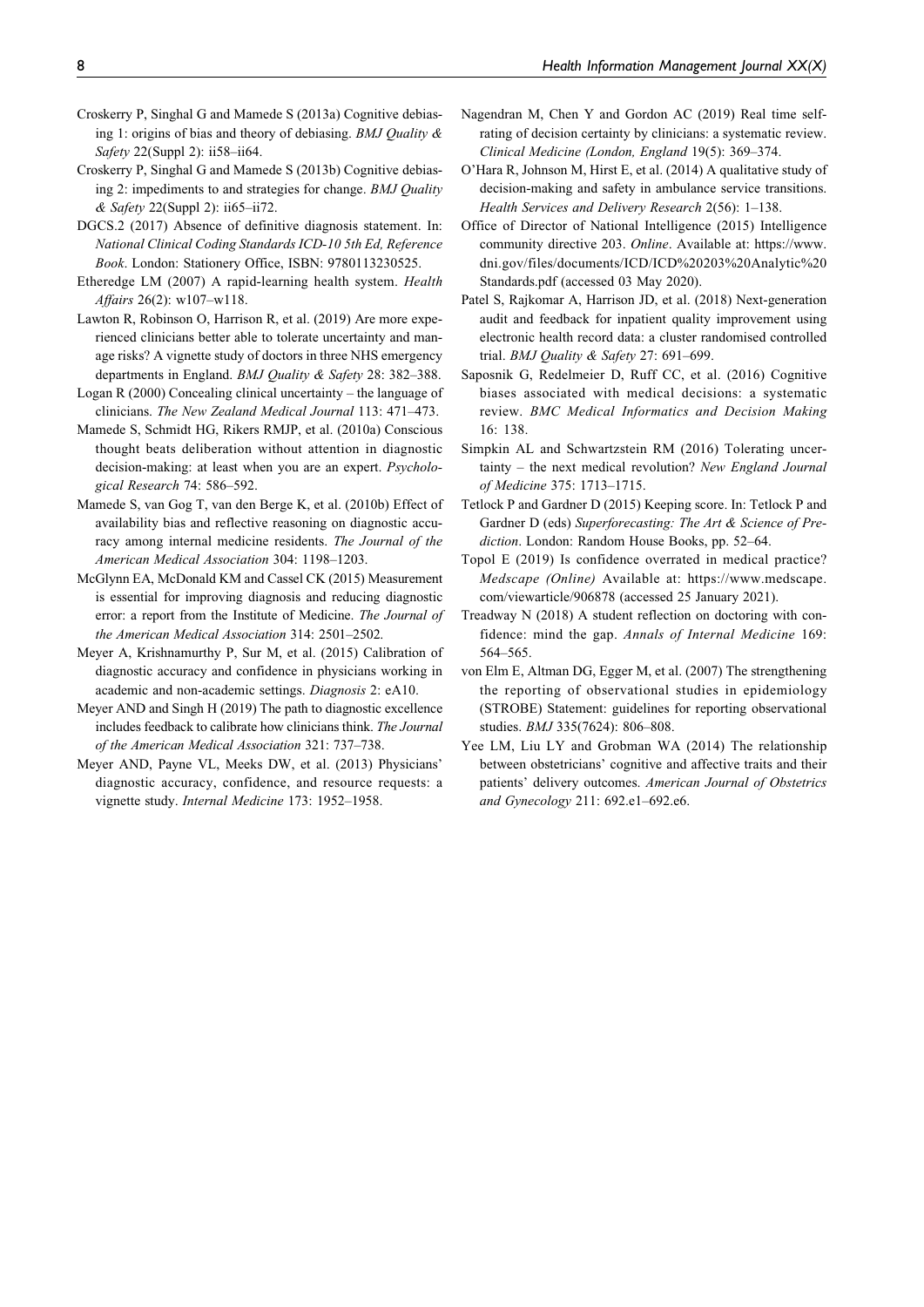Croskerry P, Singhal G and Mamede S (2013a) Cognitive debiasing 1: origins of bias and theory of debiasing. *BMJ Quality & Safety* 22(Suppl 2): ii58–ii64.

Croskerry P, Singhal G and Mamede S (2013b) Cognitive debiasing 2: impediments to and strategies for change. *BMJ Quality & Safety* 22(Suppl 2): ii65–ii72.

DGCS.2 (2017) Absence of definitive diagnosis statement. In: *National Clinical Coding Standards ICD-10 5th Ed, Reference Book*. London: Stationery Office, ISBN: 9780113230525.

Etheredge LM (2007) A rapid-learning health system. *Health Affairs* 26(2): w107–w118.

Lawton R, Robinson O, Harrison R, et al. (2019) Are more experienced clinicians better able to tolerate uncertainty and manage risks? A vignette study of doctors in three NHS emergency departments in England. *BMJ Quality & Safety* 28: 382–388.

Logan R (2000) Concealing clinical uncertainty – the language of clinicians. *The New Zealand Medical Journal* 113: 471–473.

Mamede S, Schmidt HG, Rikers RMJP, et al. (2010a) Conscious thought beats deliberation without attention in diagnostic decision-making: at least when you are an expert. *Psychological Research* 74: 586–592.

Mamede S, van Gog T, van den Berge K, et al. (2010b) Effect of availability bias and reflective reasoning on diagnostic accuracy among internal medicine residents. *The Journal of the American Medical Association* 304: 1198–1203.

McGlynn EA, McDonald KM and Cassel CK (2015) Measurement is essential for improving diagnosis and reducing diagnostic error: a report from the Institute of Medicine. *The Journal of the American Medical Association* 314: 2501–2502.

Meyer A, Krishnamurthy P, Sur M, et al. (2015) Calibration of diagnostic accuracy and confidence in physicians working in academic and non-academic settings. *Diagnosis* 2: eA10.

Meyer AND and Singh H (2019) The path to diagnostic excellence includes feedback to calibrate how clinicians think. *The Journal of the American Medical Association* 321: 737–738.

Meyer AND, Payne VL, Meeks DW, et al. (2013) Physicians' diagnostic accuracy, confidence, and resource requests: a vignette study. *Internal Medicine* 173: 1952–1958.

Nagendran M, Chen Y and Gordon AC (2019) Real time self-rating of decision certainty by clinicians: a systematic review. *Clinical Medicine (London, England* 19(5): 369–374.

O'Hara R, Johnson M, Hirst E, et al. (2014) A qualitative study of decision-making and safety in ambulance service transitions. *Health Services and Delivery Research* 2(56): 1–138.

Office of Director of National Intelligence (2015) Intelligence community directive 203. *Online*. Available at: https://www.dni.gov/files/documents/ICD/ICD%20203%20Analytic%20Standards.pdf (accessed 03 May 2020).

Patel S, Rajkomar A, Harrison JD, et al. (2018) Next-generation audit and feedback for inpatient quality improvement using electronic health record data: a cluster randomised controlled trial. *BMJ Quality & Safety* 27: 691–699.

Saposnik G, Redelmeier D, Ruff CC, et al. (2016) Cognitive biases associated with medical decisions: a systematic review. *BMC Medical Informatics and Decision Making* 16: 138.

Simpkin AL and Schwartzstein RM (2016) Tolerating uncertainty – the next medical revolution? *New England Journal of Medicine* 375: 1713–1715.

Tetlock P and Gardner D (2015) Keeping score. In: Tetlock P and Gardner D (eds) *Superforecasting: The Art & Science of Prediction*. London: Random House Books, pp. 52–64.

Topol E (2019) Is confidence overrated in medical practice? *Medscape (Online)* Available at: https://www.medscape.com/viewarticle/906878 (accessed 25 January 2021).

Treadway N (2018) A student reflection on doctoring with confidence: mind the gap. *Annals of Internal Medicine* 169: 564–565.

von Elm E, Altman DG, Egger M, et al. (2007) The strengthening the reporting of observational studies in epidemiology (STROBE) Statement: guidelines for reporting observational studies. *BMJ* 335(7624): 806–808.

Yee LM, Liu LY and Grobman WA (2014) The relationship between obstetricians' cognitive and affective traits and their patients' delivery outcomes. *American Journal of Obstetrics and Gynecology* 211: 692.e1–692.e6.